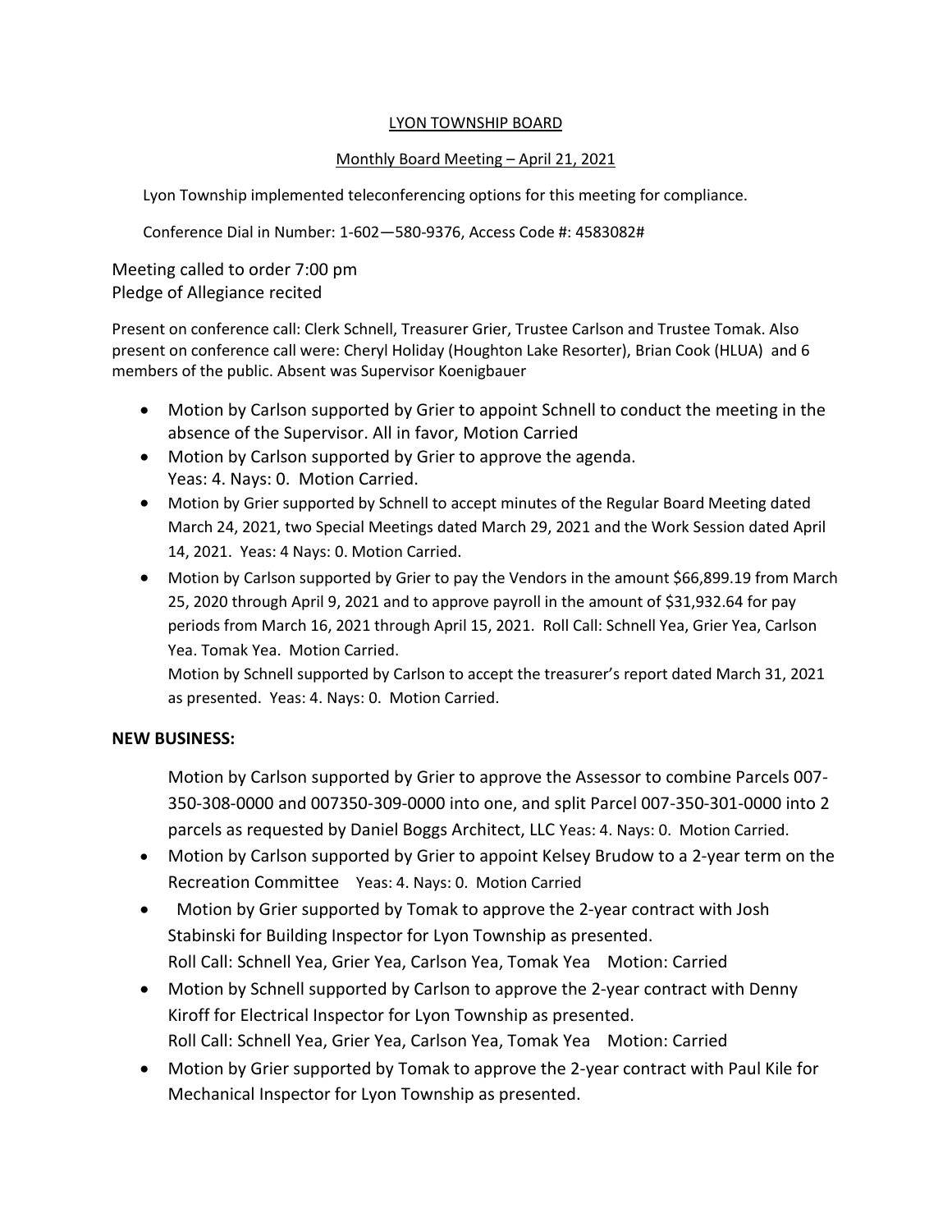LYON TOWNSHIP BOARD

Monthly Board Meeting – April 21, 2021

Lyon Township implemented teleconferencing options for this meeting for compliance.

Conference Dial in Number: 1-602—580-9376, Access Code #: 4583082#

Meeting called to order 7:00 pm
Pledge of Allegiance recited

Present on conference call: Clerk Schnell, Treasurer Grier, Trustee Carlson and Trustee Tomak. Also present on conference call were: Cheryl Holiday (Houghton Lake Resorter), Brian Cook (HLUA) and 6 members of the public. Absent was Supervisor Koenigbauer

- Motion by Carlson supported by Grier to appoint Schnell to conduct the meeting in the absence of the Supervisor. All in favor, Motion Carried
- Motion by Carlson supported by Grier to approve the agenda. Yeas: 4. Nays: 0. Motion Carried.
- Motion by Grier supported by Schnell to accept minutes of the Regular Board Meeting dated March 24, 2021, two Special Meetings dated March 29, 2021 and the Work Session dated April 14, 2021. Yeas: 4 Nays: 0. Motion Carried.
- Motion by Carlson supported by Grier to pay the Vendors in the amount $66,899.19 from March 25, 2020 through April 9, 2021 and to approve payroll in the amount of $31,932.64 for pay periods from March 16, 2021 through April 15, 2021. Roll Call: Schnell Yea, Grier Yea, Carlson Yea. Tomak Yea. Motion Carried.
  Motion by Schnell supported by Carlson to accept the treasurer's report dated March 31, 2021 as presented. Yeas: 4. Nays: 0. Motion Carried.

**NEW BUSINESS:**

Motion by Carlson supported by Grier to approve the Assessor to combine Parcels 007-350-308-0000 and 007350-309-0000 into one, and split Parcel 007-350-301-0000 into 2 parcels as requested by Daniel Boggs Architect, LLC Yeas: 4. Nays: 0. Motion Carried.

- Motion by Carlson supported by Grier to appoint Kelsey Brudow to a 2-year term on the Recreation Committee Yeas: 4. Nays: 0. Motion Carried
- Motion by Grier supported by Tomak to approve the 2-year contract with Josh Stabinski for Building Inspector for Lyon Township as presented.
  Roll Call: Schnell Yea, Grier Yea, Carlson Yea, Tomak Yea Motion: Carried
- Motion by Schnell supported by Carlson to approve the 2-year contract with Denny Kiroff for Electrical Inspector for Lyon Township as presented.
  Roll Call: Schnell Yea, Grier Yea, Carlson Yea, Tomak Yea Motion: Carried
- Motion by Grier supported by Tomak to approve the 2-year contract with Paul Kile for Mechanical Inspector for Lyon Township as presented.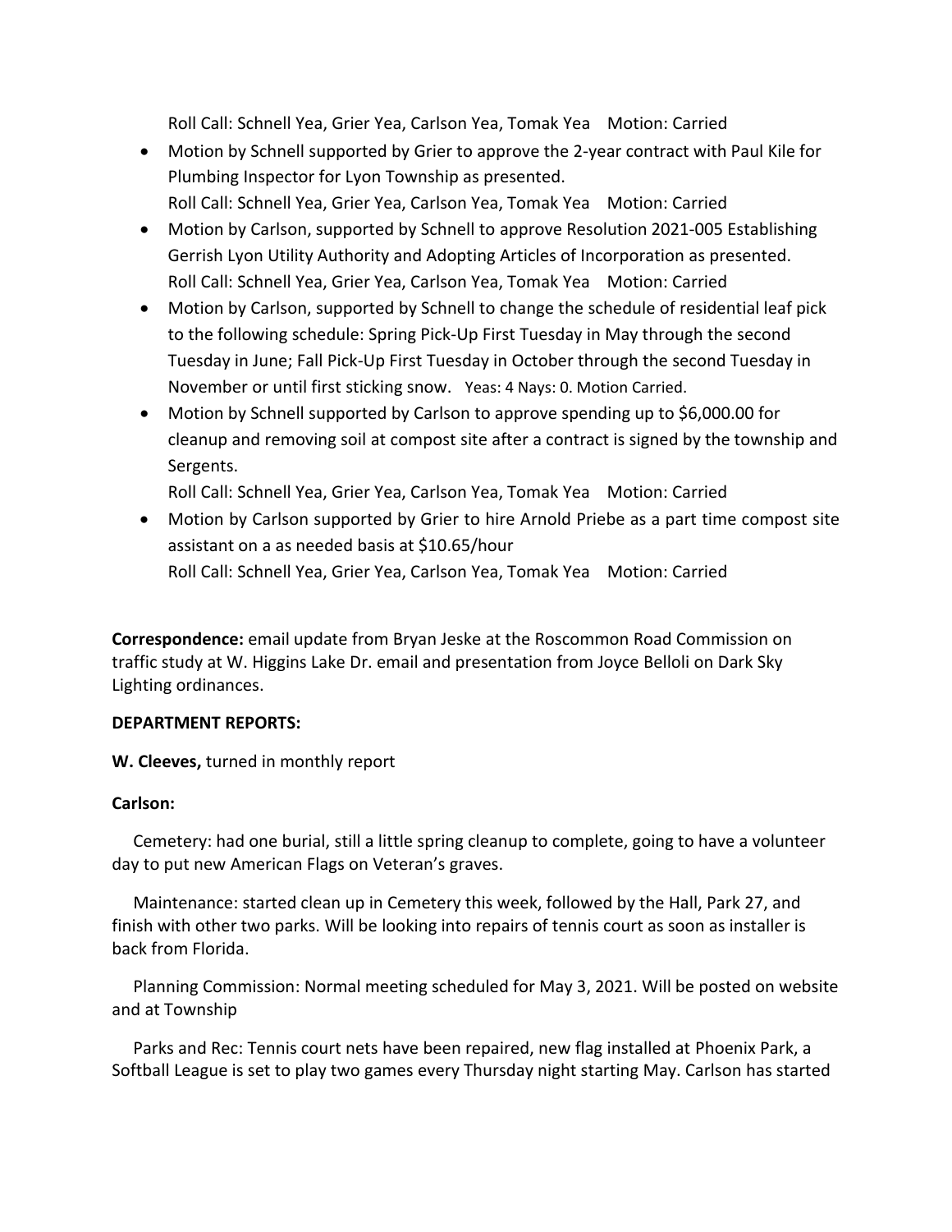Roll Call: Schnell Yea, Grier Yea, Carlson Yea, Tomak Yea    Motion: Carried

- Motion by Schnell supported by Grier to approve the 2-year contract with Paul Kile for Plumbing Inspector for Lyon Township as presented.
  Roll Call: Schnell Yea, Grier Yea, Carlson Yea, Tomak Yea    Motion: Carried
- Motion by Carlson, supported by Schnell to approve Resolution 2021-005 Establishing Gerrish Lyon Utility Authority and Adopting Articles of Incorporation as presented.
  Roll Call: Schnell Yea, Grier Yea, Carlson Yea, Tomak Yea    Motion: Carried
- Motion by Carlson, supported by Schnell to change the schedule of residential leaf pick to the following schedule: Spring Pick-Up First Tuesday in May through the second Tuesday in June; Fall Pick-Up First Tuesday in October through the second Tuesday in November or until first sticking snow.   Yeas: 4 Nays: 0. Motion Carried.
- Motion by Schnell supported by Carlson to approve spending up to $6,000.00 for cleanup and removing soil at compost site after a contract is signed by the township and Sergents.
  Roll Call: Schnell Yea, Grier Yea, Carlson Yea, Tomak Yea    Motion: Carried
- Motion by Carlson supported by Grier to hire Arnold Priebe as a part time compost site assistant on a as needed basis at $10.65/hour
  Roll Call: Schnell Yea, Grier Yea, Carlson Yea, Tomak Yea    Motion: Carried

**Correspondence:** email update from Bryan Jeske at the Roscommon Road Commission on traffic study at W. Higgins Lake Dr. email and presentation from Joyce Belloli on Dark Sky Lighting ordinances.

**DEPARTMENT REPORTS:**

**W. Cleeves,** turned in monthly report

**Carlson:**

Cemetery: had one burial, still a little spring cleanup to complete, going to have a volunteer day to put new American Flags on Veteran's graves.

Maintenance: started clean up in Cemetery this week, followed by the Hall, Park 27, and finish with other two parks. Will be looking into repairs of tennis court as soon as installer is back from Florida.

Planning Commission: Normal meeting scheduled for May 3, 2021. Will be posted on website and at Township

Parks and Rec: Tennis court nets have been repaired, new flag installed at Phoenix Park, a Softball League is set to play two games every Thursday night starting May. Carlson has started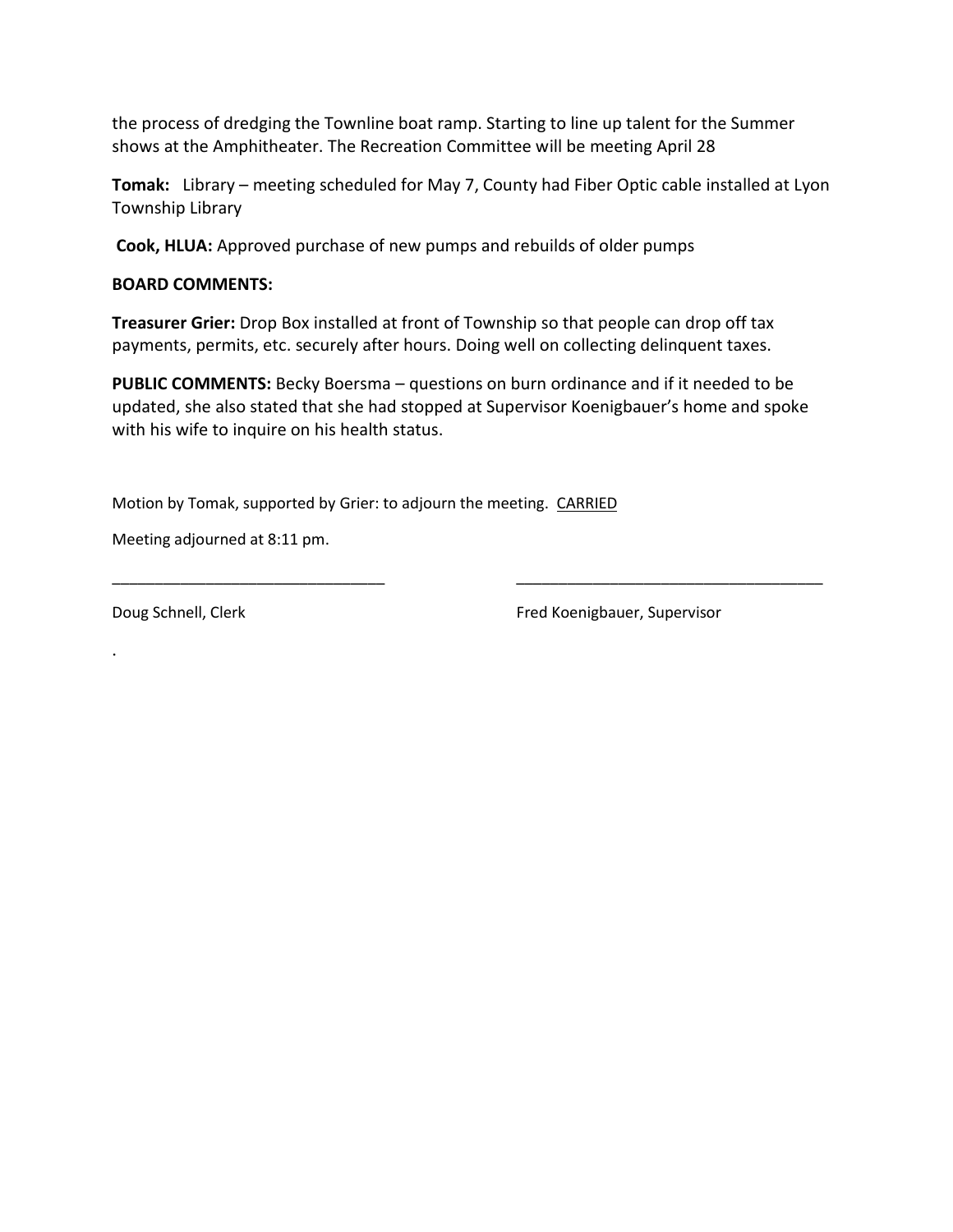the process of dredging the Townline boat ramp. Starting to line up talent for the Summer shows at the Amphitheater. The Recreation Committee will be meeting April 28

**Tomak:** Library – meeting scheduled for May 7, County had Fiber Optic cable installed at Lyon Township Library

**Cook, HLUA:** Approved purchase of new pumps and rebuilds of older pumps

**BOARD COMMENTS:**

**Treasurer Grier:** Drop Box installed at front of Township so that people can drop off tax payments, permits, etc. securely after hours. Doing well on collecting delinquent taxes.

**PUBLIC COMMENTS:** Becky Boersma – questions on burn ordinance and if it needed to be updated, she also stated that she had stopped at Supervisor Koenigbauer's home and spoke with his wife to inquire on his health status.

Motion by Tomak, supported by Grier: to adjourn the meeting. CARRIED

Meeting adjourned at 8:11 pm.

_______________________________ 

Doug Schnell, Clerk

___________________________________

Fred Koenigbauer, Supervisor

.